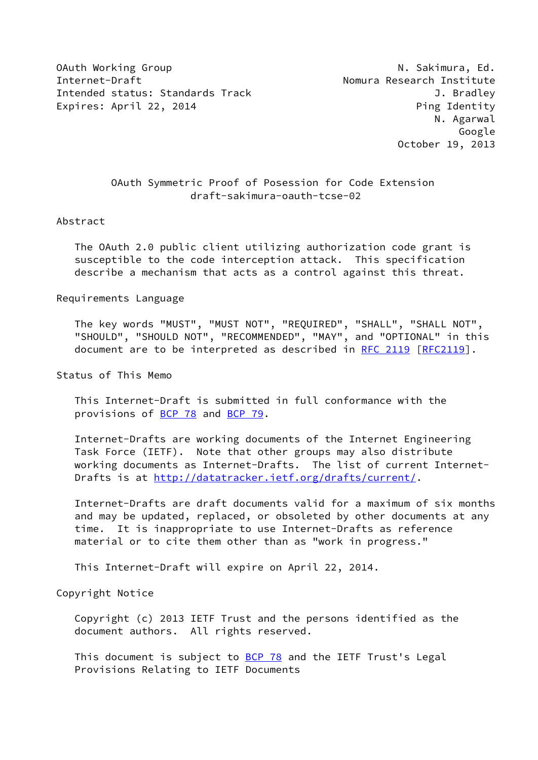OAuth Working Group N. Sakimura, Ed.
Internet-Draft Nomura Research Institute
Intended status: Standards Track J. Bradley
Expires: April 22, 2014 Ping Identity
N. Agarwal
Google
October 19, 2013

# OAuth Symmetric Proof of Posession for Code Extension
## draft-sakimura-oauth-tcse-02

## Abstract

The OAuth 2.0 public client utilizing authorization code grant is susceptible to the code interception attack. This specification describe a mechanism that acts as a control against this threat.

## Requirements Language

The key words "MUST", "MUST NOT", "REQUIRED", "SHALL", "SHALL NOT", "SHOULD", "SHOULD NOT", "RECOMMENDED", "MAY", and "OPTIONAL" in this document are to be interpreted as described in RFC 2119 [RFC2119].

## Status of This Memo

This Internet-Draft is submitted in full conformance with the provisions of BCP 78 and BCP 79.

Internet-Drafts are working documents of the Internet Engineering Task Force (IETF). Note that other groups may also distribute working documents as Internet-Drafts. The list of current Internet-Drafts is at http://datatracker.ietf.org/drafts/current/.

Internet-Drafts are draft documents valid for a maximum of six months and may be updated, replaced, or obsoleted by other documents at any time. It is inappropriate to use Internet-Drafts as reference material or to cite them other than as "work in progress."

This Internet-Draft will expire on April 22, 2014.

## Copyright Notice

Copyright (c) 2013 IETF Trust and the persons identified as the document authors. All rights reserved.

This document is subject to BCP 78 and the IETF Trust's Legal Provisions Relating to IETF Documents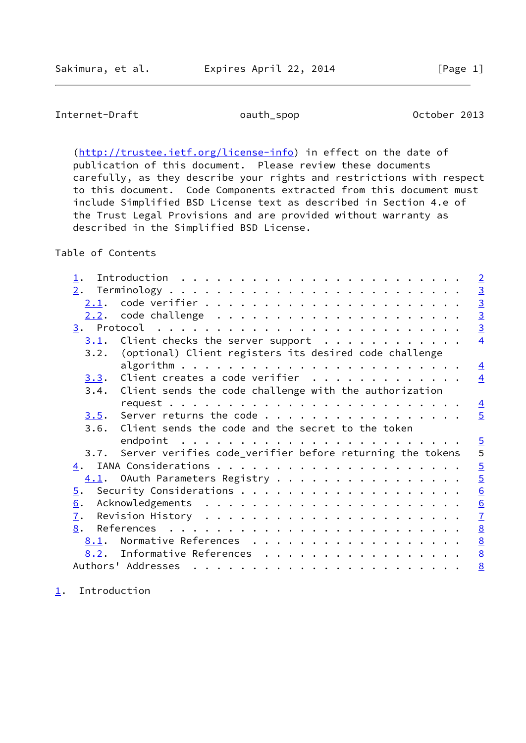(http://trustee.ietf.org/license-info) in effect on the date of publication of this document. Please review these documents carefully, as they describe your rights and restrictions with respect to this document. Code Components extracted from this document must include Simplified BSD License text as described in Section 4.e of the Trust Legal Provisions and are provided without warranty as described in the Simplified BSD License.

## Table of Contents

```
   1.  Introduction . . . . . . . . . . . . . . . . . . . . . . . .  2
   2.  Terminology  . . . . . . . . . . . . . . . . . . . . . . . .  3
     2.1.  code verifier  . . . . . . . . . . . . . . . . . . . . .  3
     2.2.  code challenge . . . . . . . . . . . . . . . . . . . . .  3
   3.  Protocol . . . . . . . . . . . . . . . . . . . . . . . . . .  3
     3.1.  Client checks the server support . . . . . . . . . . . .  4
     3.2.  (optional) Client registers its desired code challenge
           algorithm  . . . . . . . . . . . . . . . . . . . . . . .  4
     3.3.  Client creates a code verifier . . . . . . . . . . . . .  4
     3.4.  Client sends the code challenge with the authorization
           request  . . . . . . . . . . . . . . . . . . . . . . . .  4
     3.5.  Server returns the code  . . . . . . . . . . . . . . . .  5
     3.6.  Client sends the code and the secret to the token
           endpoint . . . . . . . . . . . . . . . . . . . . . . . .  5
     3.7.  Server verifies code_verifier before returning the tokens  5
   4.  IANA Considerations  . . . . . . . . . . . . . . . . . . . .  5
     4.1.  OAuth Parameters Registry  . . . . . . . . . . . . . . .  5
   5.  Security Considerations  . . . . . . . . . . . . . . . . . .  6
   6.  Acknowledgements . . . . . . . . . . . . . . . . . . . . . .  6
   7.  Revision History . . . . . . . . . . . . . . . . . . . . . .  7
   8.  References . . . . . . . . . . . . . . . . . . . . . . . . .  8
     8.1.  Normative References . . . . . . . . . . . . . . . . . .  8
     8.2.  Informative References . . . . . . . . . . . . . . . . .  8
   Authors' Addresses . . . . . . . . . . . . . . . . . . . . . . .  8
```

## 1. Introduction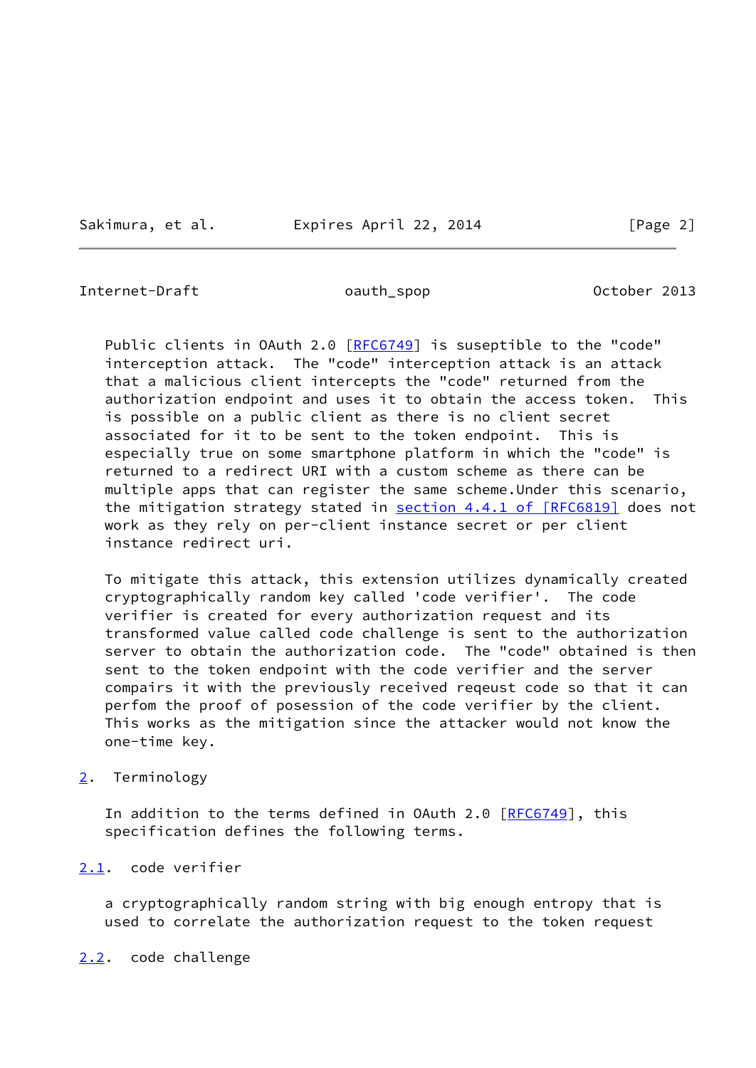Public clients in OAuth 2.0 [RFC6749] is suseptible to the "code" interception attack. The "code" interception attack is an attack that a malicious client intercepts the "code" returned from the authorization endpoint and uses it to obtain the access token. This is possible on a public client as there is no client secret associated for it to be sent to the token endpoint. This is especially true on some smartphone platform in which the "code" is returned to a redirect URI with a custom scheme as there can be multiple apps that can register the same scheme.Under this scenario, the mitigation strategy stated in section 4.4.1 of [RFC6819] does not work as they rely on per-client instance secret or per client instance redirect uri.

To mitigate this attack, this extension utilizes dynamically created cryptographically random key called 'code verifier'. The code verifier is created for every authorization request and its transformed value called code challenge is sent to the authorization server to obtain the authorization code. The "code" obtained is then sent to the token endpoint with the code verifier and the server compairs it with the previously received reqeust code so that it can perfom the proof of posession of the code verifier by the client. This works as the mitigation since the attacker would not know the one-time key.

## 2. Terminology

In addition to the terms defined in OAuth 2.0 [RFC6749], this specification defines the following terms.

### 2.1. code verifier

a cryptographically random string with big enough entropy that is used to correlate the authorization request to the token request

### 2.2. code challenge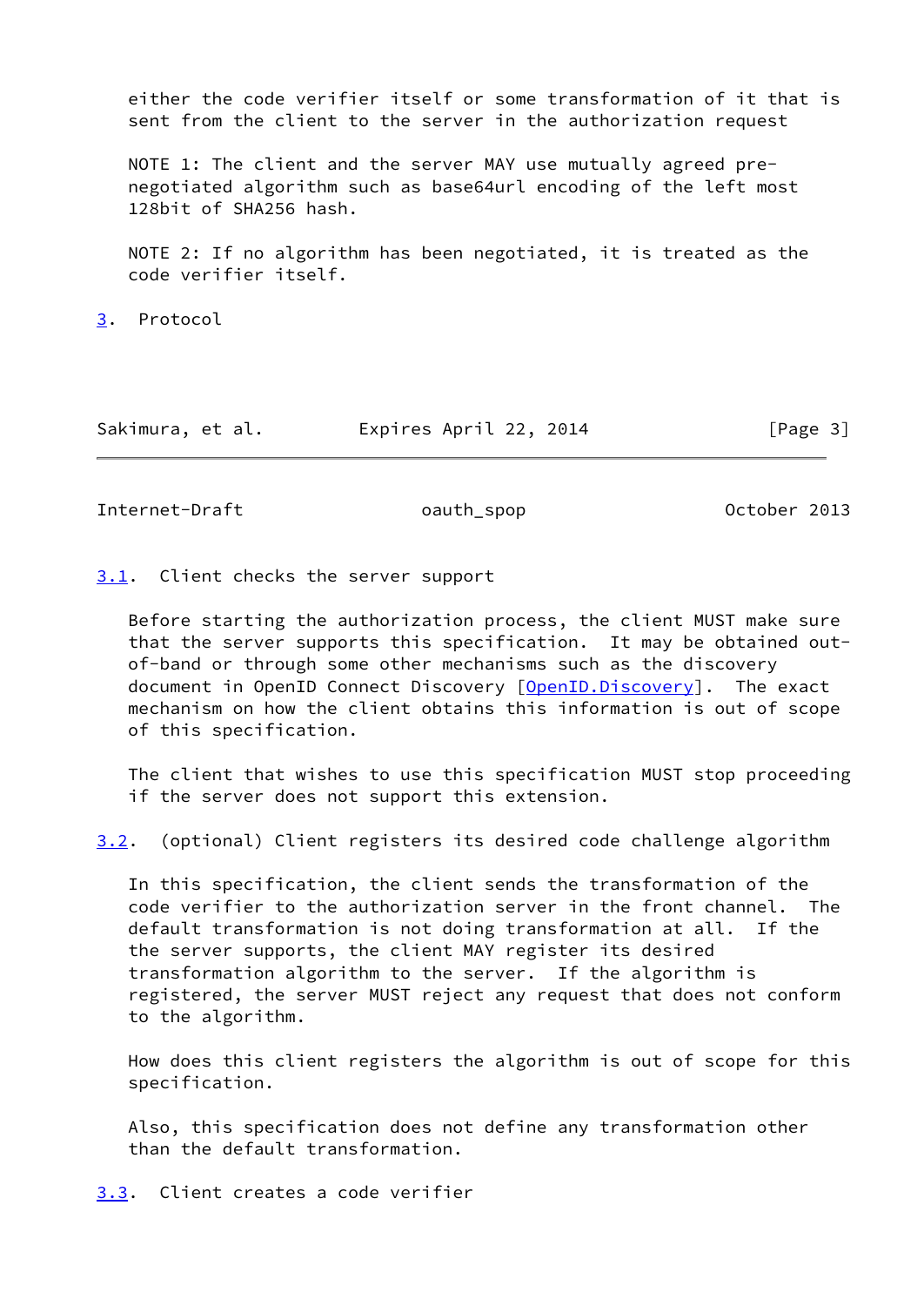either the code verifier itself or some transformation of it that is sent from the client to the server in the authorization request

NOTE 1: The client and the server MAY use mutually agreed pre-negotiated algorithm such as base64url encoding of the left most 128bit of SHA256 hash.

NOTE 2: If no algorithm has been negotiated, it is treated as the code verifier itself.

# 3. Protocol

## 3.1. Client checks the server support

Before starting the authorization process, the client MUST make sure that the server supports this specification. It may be obtained out-of-band or through some other mechanisms such as the discovery document in OpenID Connect Discovery [OpenID.Discovery]. The exact mechanism on how the client obtains this information is out of scope of this specification.

The client that wishes to use this specification MUST stop proceeding if the server does not support this extension.

## 3.2. (optional) Client registers its desired code challenge algorithm

In this specification, the client sends the transformation of the code verifier to the authorization server in the front channel. The default transformation is not doing transformation at all. If the the server supports, the client MAY register its desired transformation algorithm to the server. If the algorithm is registered, the server MUST reject any request that does not conform to the algorithm.

How does this client registers the algorithm is out of scope for this specification.

Also, this specification does not define any transformation other than the default transformation.

## 3.3. Client creates a code verifier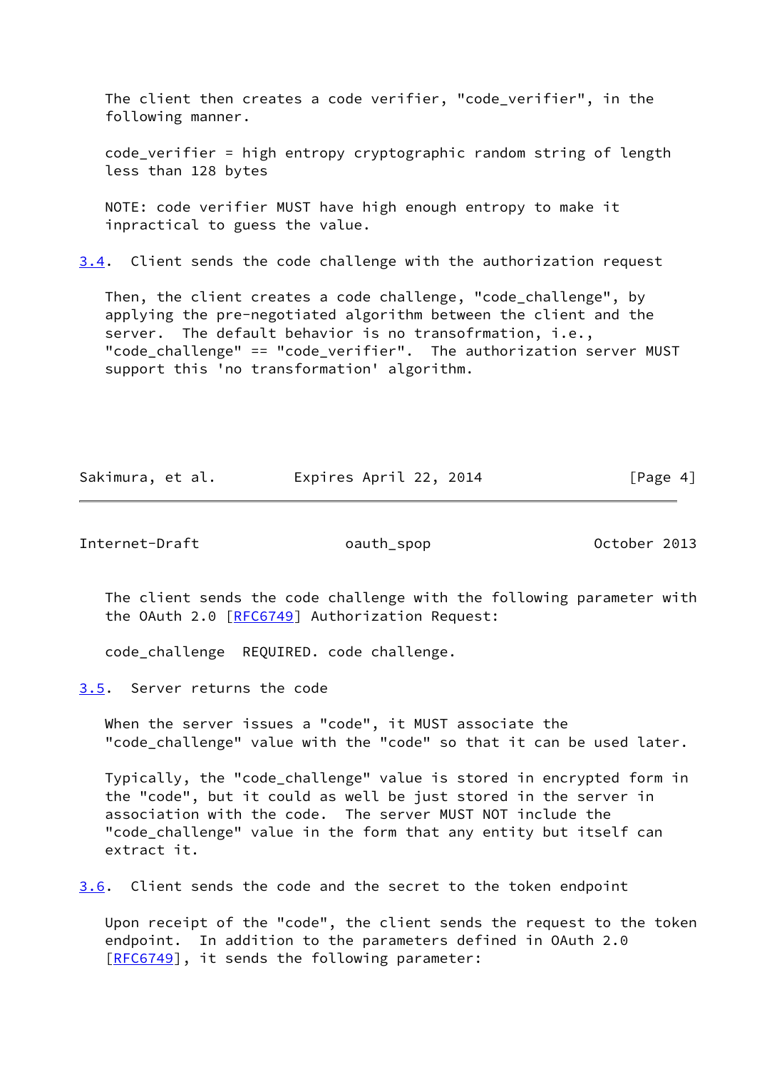The client then creates a code verifier, "code_verifier", in the following manner.

code_verifier = high entropy cryptographic random string of length less than 128 bytes

NOTE: code verifier MUST have high enough entropy to make it inpractical to guess the value.

### 3.4. Client sends the code challenge with the authorization request

Then, the client creates a code challenge, "code_challenge", by applying the pre-negotiated algorithm between the client and the server. The default behavior is no transofrmation, i.e., "code_challenge" == "code_verifier". The authorization server MUST support this 'no transformation' algorithm.

The client sends the code challenge with the following parameter with the OAuth 2.0 [RFC6749] Authorization Request:

code_challenge REQUIRED. code challenge.

### 3.5. Server returns the code

When the server issues a "code", it MUST associate the "code_challenge" value with the "code" so that it can be used later.

Typically, the "code_challenge" value is stored in encrypted form in the "code", but it could as well be just stored in the server in association with the code. The server MUST NOT include the "code_challenge" value in the form that any entity but itself can extract it.

### 3.6. Client sends the code and the secret to the token endpoint

Upon receipt of the "code", the client sends the request to the token endpoint. In addition to the parameters defined in OAuth 2.0 [RFC6749], it sends the following parameter: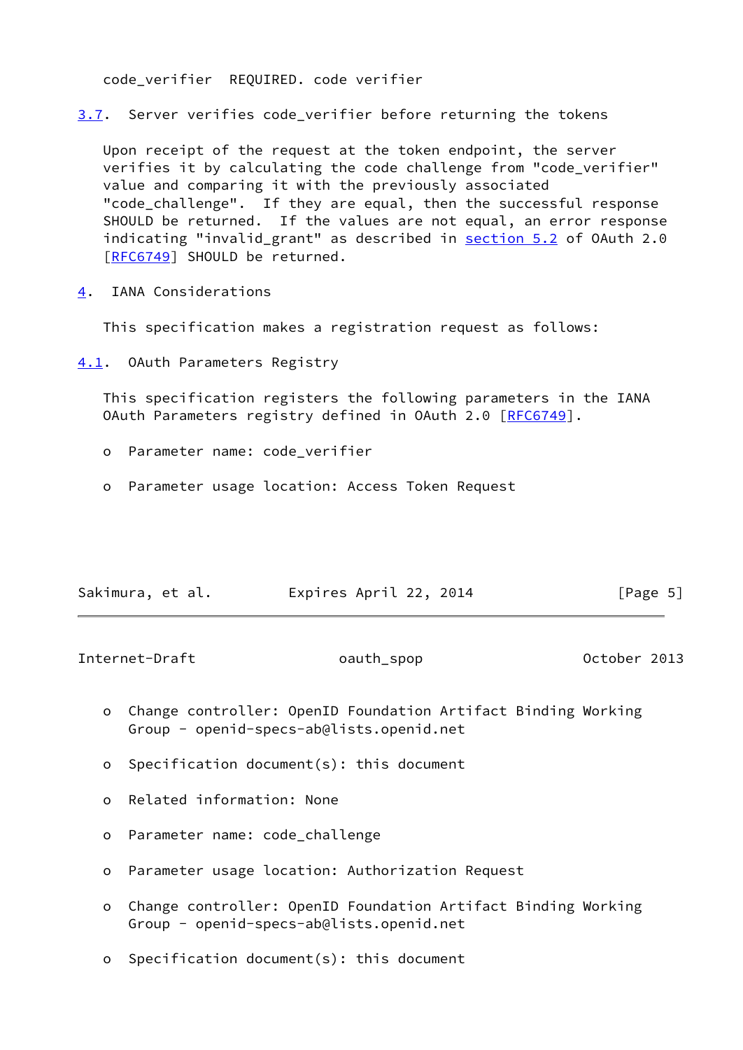code_verifier  REQUIRED. code verifier

## 3.7. Server verifies code_verifier before returning the tokens

Upon receipt of the request at the token endpoint, the server verifies it by calculating the code challenge from "code_verifier" value and comparing it with the previously associated "code_challenge". If they are equal, then the successful response SHOULD be returned. If the values are not equal, an error response indicating "invalid_grant" as described in section 5.2 of OAuth 2.0 [RFC6749] SHOULD be returned.

# 4. IANA Considerations

This specification makes a registration request as follows:

## 4.1. OAuth Parameters Registry

This specification registers the following parameters in the IANA OAuth Parameters registry defined in OAuth 2.0 [RFC6749].

- Parameter name: code_verifier
- Parameter usage location: Access Token Request
- Change controller: OpenID Foundation Artifact Binding Working Group - openid-specs-ab@lists.openid.net
- Specification document(s): this document
- Related information: None
- Parameter name: code_challenge
- Parameter usage location: Authorization Request
- Change controller: OpenID Foundation Artifact Binding Working Group - openid-specs-ab@lists.openid.net
- Specification document(s): this document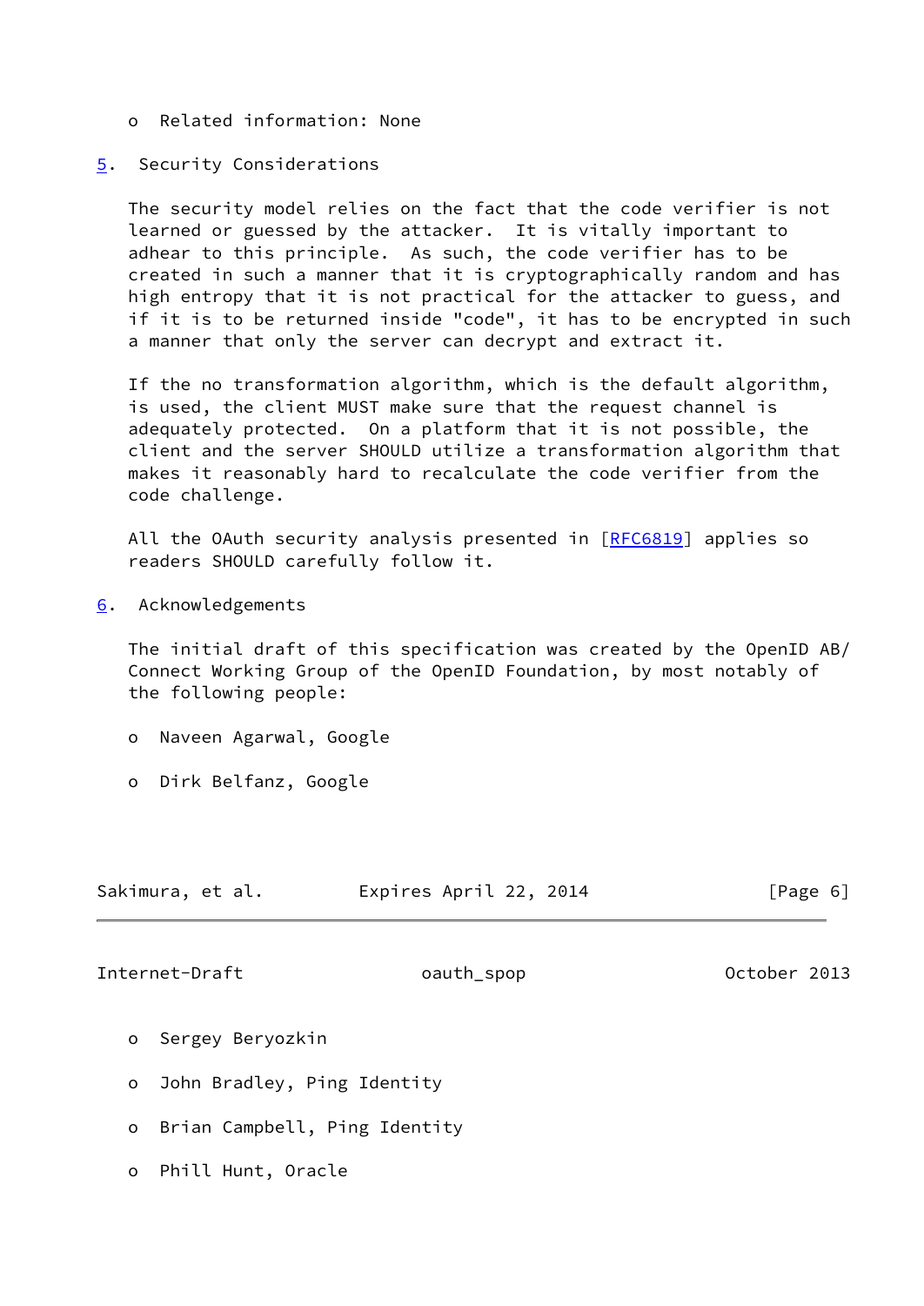- Related information: None

## 5. Security Considerations

The security model relies on the fact that the code verifier is not learned or guessed by the attacker. It is vitally important to adhear to this principle. As such, the code verifier has to be created in such a manner that it is cryptographically random and has high entropy that it is not practical for the attacker to guess, and if it is to be returned inside "code", it has to be encrypted in such a manner that only the server can decrypt and extract it.

If the no transformation algorithm, which is the default algorithm, is used, the client MUST make sure that the request channel is adequately protected. On a platform that it is not possible, the client and the server SHOULD utilize a transformation algorithm that makes it reasonably hard to recalculate the code verifier from the code challenge.

All the OAuth security analysis presented in [RFC6819] applies so readers SHOULD carefully follow it.

## 6. Acknowledgements

The initial draft of this specification was created by the OpenID AB/Connect Working Group of the OpenID Foundation, by most notably of the following people:

- Naveen Agarwal, Google
- Dirk Belfanz, Google
- Sergey Beryozkin
- John Bradley, Ping Identity
- Brian Campbell, Ping Identity
- Phill Hunt, Oracle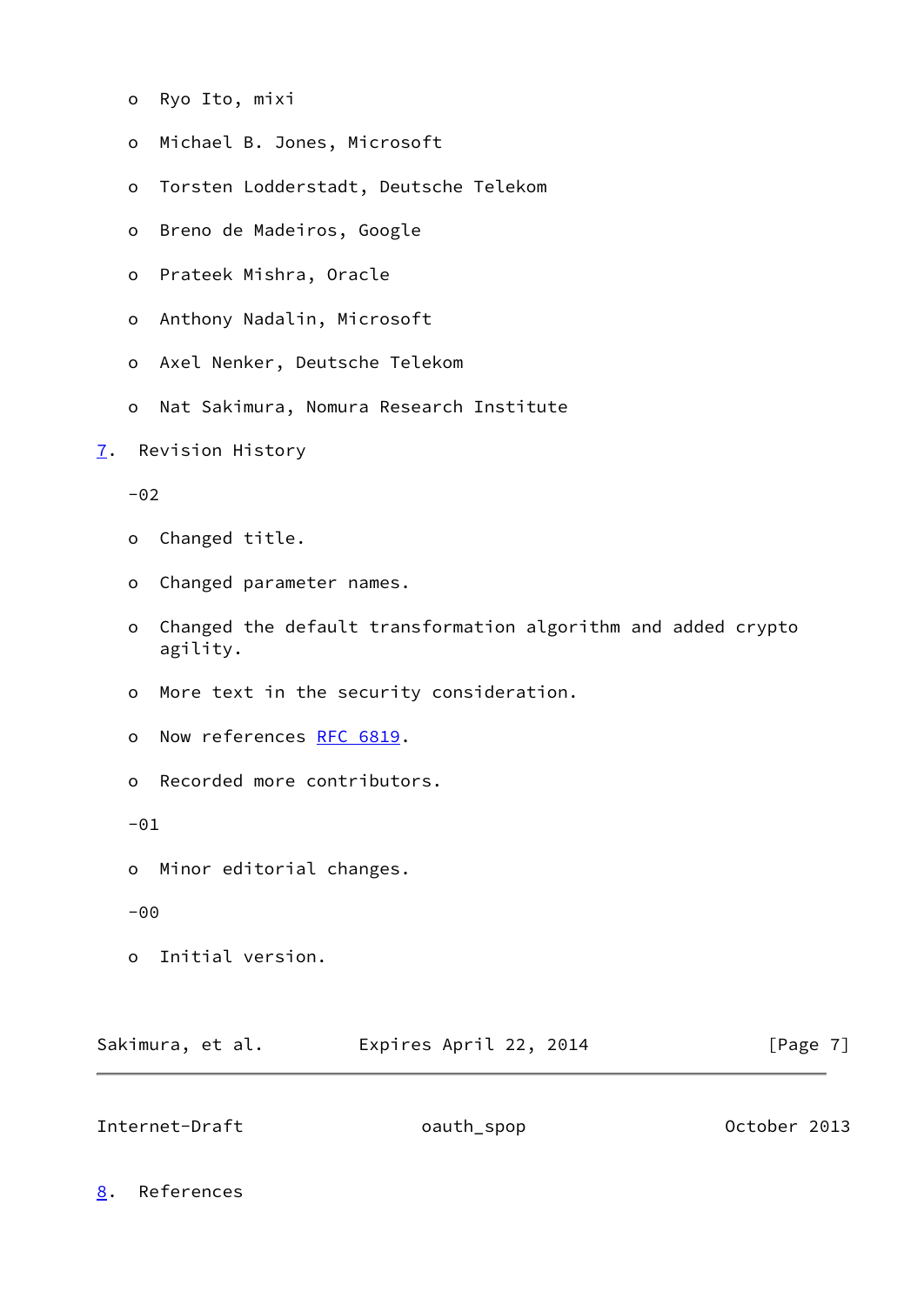- Ryo Ito, mixi
- Michael B. Jones, Microsoft
- Torsten Lodderstadt, Deutsche Telekom
- Breno de Madeiros, Google
- Prateek Mishra, Oracle
- Anthony Nadalin, Microsoft
- Axel Nenker, Deutsche Telekom
- Nat Sakimura, Nomura Research Institute

## 7. Revision History

-02

- Changed title.
- Changed parameter names.
- Changed the default transformation algorithm and added crypto agility.
- More text in the security consideration.
- Now references RFC 6819.
- Recorded more contributors.

-01

- Minor editorial changes.

-00

- Initial version.

## 8. References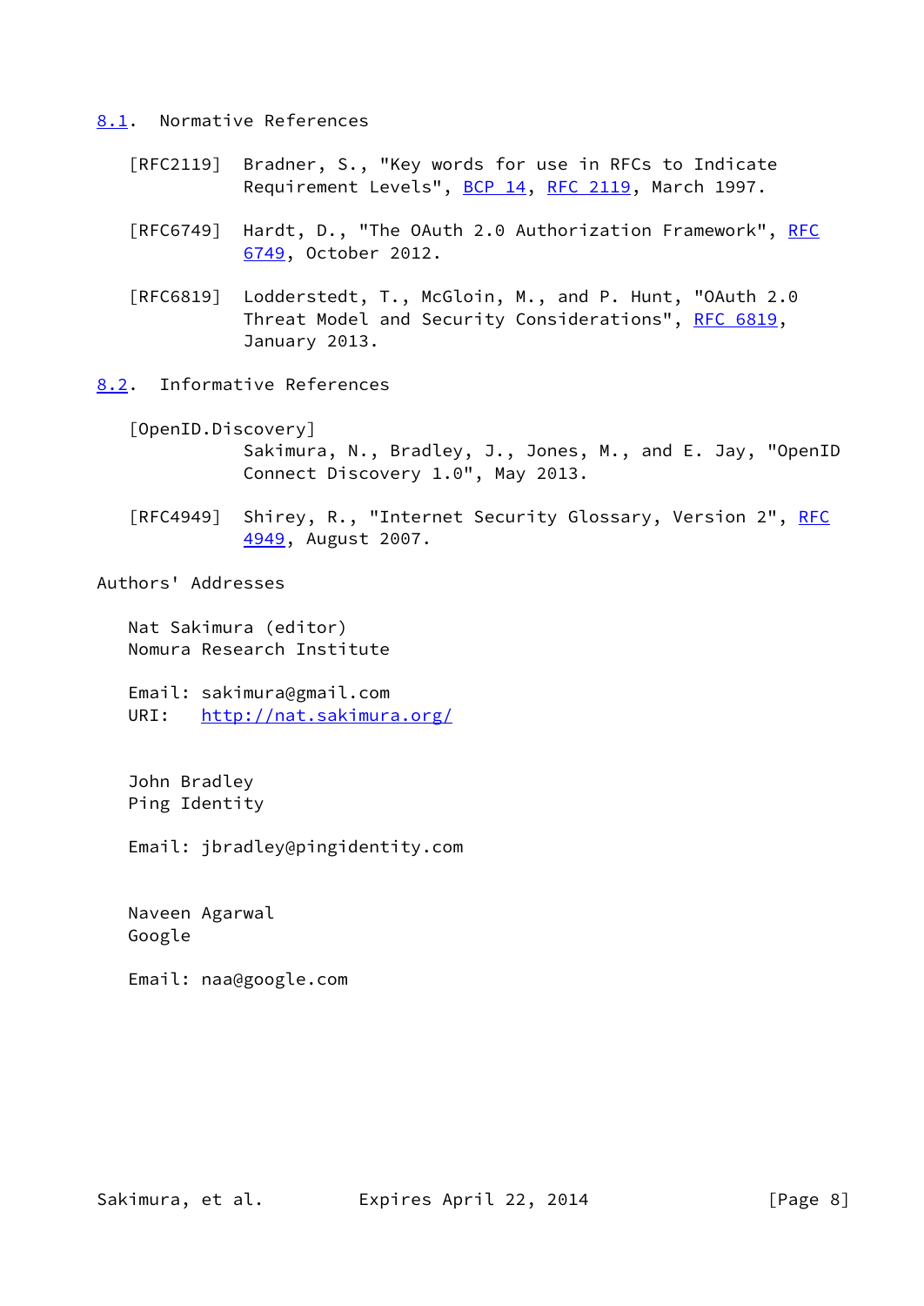### 8.1. Normative References

[RFC2119] Bradner, S., "Key words for use in RFCs to Indicate Requirement Levels", BCP 14, RFC 2119, March 1997.

[RFC6749] Hardt, D., "The OAuth 2.0 Authorization Framework", RFC 6749, October 2012.

[RFC6819] Lodderstedt, T., McGloin, M., and P. Hunt, "OAuth 2.0 Threat Model and Security Considerations", RFC 6819, January 2013.

### 8.2. Informative References

[OpenID.Discovery] Sakimura, N., Bradley, J., Jones, M., and E. Jay, "OpenID Connect Discovery 1.0", May 2013.

[RFC4949] Shirey, R., "Internet Security Glossary, Version 2", RFC 4949, August 2007.

## Authors' Addresses

Nat Sakimura (editor)
Nomura Research Institute

Email: sakimura@gmail.com
URI: http://nat.sakimura.org/

John Bradley
Ping Identity

Email: jbradley@pingidentity.com

Naveen Agarwal
Google

Email: naa@google.com